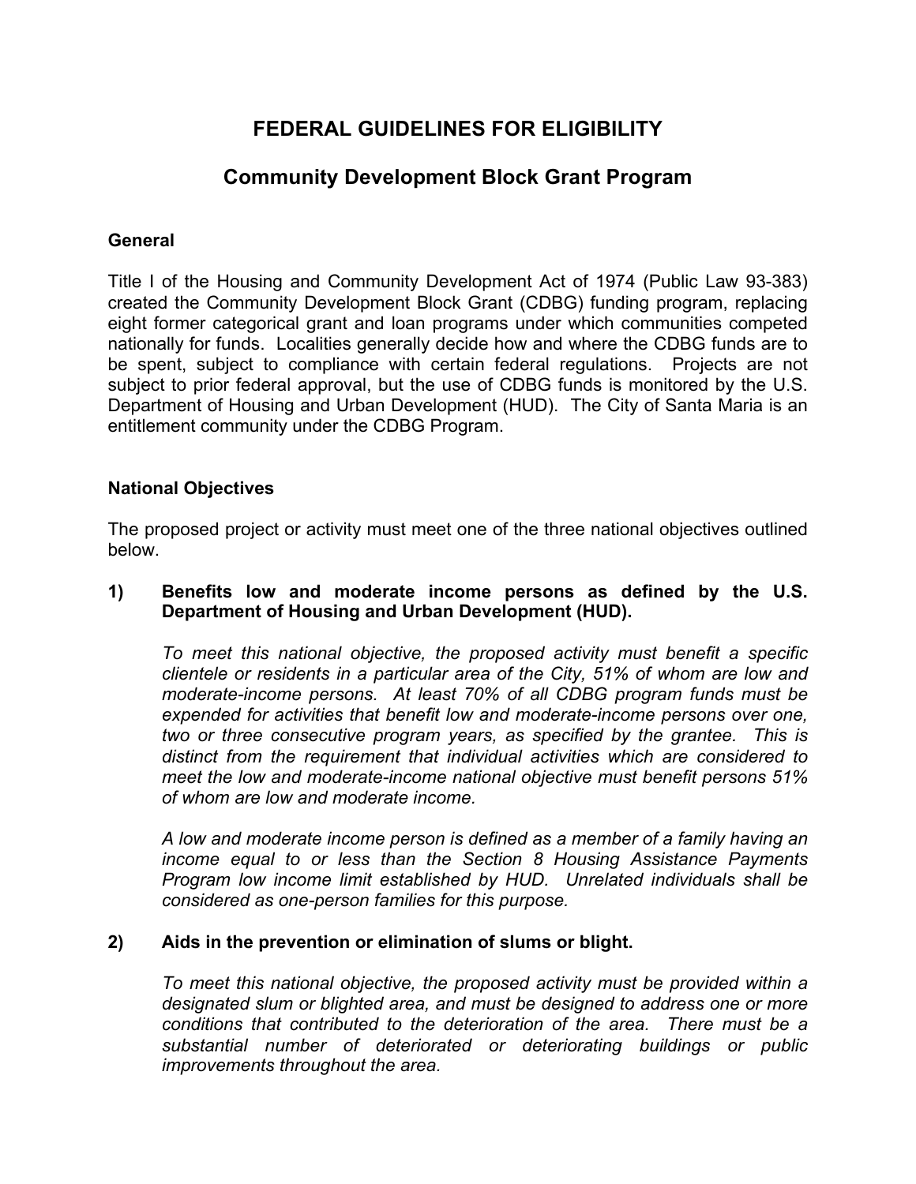# FEDERAL GUIDELINES FOR ELIGIBILITY

## Community Development Block Grant Program

### General

Title I of the Housing and Community Development Act of 1974 (Public Law 93-383) created the Community Development Block Grant (CDBG) funding program, replacing eight former categorical grant and loan programs under which communities competed nationally for funds. Localities generally decide how and where the CDBG funds are to be spent, subject to compliance with certain federal regulations. Projects are not subject to prior federal approval, but the use of CDBG funds is monitored by the U.S. Department of Housing and Urban Development (HUD). The City of Santa Maria is an entitlement community under the CDBG Program.

### National Objectives

The proposed project or activity must meet one of the three national objectives outlined below.

**1) Benefits low and moderate income persons as defined by the U.S. Department of Housing and Urban Development (HUD).**

*To meet this national objective, the proposed activity must benefit a specific clientele or residents in a particular area of the City, 51% of whom are low and moderate-income persons. At least 70% of all CDBG program funds must be expended for activities that benefit low and moderate-income persons over one, two or three consecutive program years, as specified by the grantee. This is distinct from the requirement that individual activities which are considered to meet the low and moderate-income national objective must benefit persons 51% of whom are low and moderate income.*

*A low and moderate income person is defined as a member of a family having an income equal to or less than the Section 8 Housing Assistance Payments Program low income limit established by HUD. Unrelated individuals shall be considered as one-person families for this purpose.*

**2) Aids in the prevention or elimination of slums or blight.**

*To meet this national objective, the proposed activity must be provided within a designated slum or blighted area, and must be designed to address one or more conditions that contributed to the deterioration of the area. There must be a substantial number of deteriorated or deteriorating buildings or public improvements throughout the area.*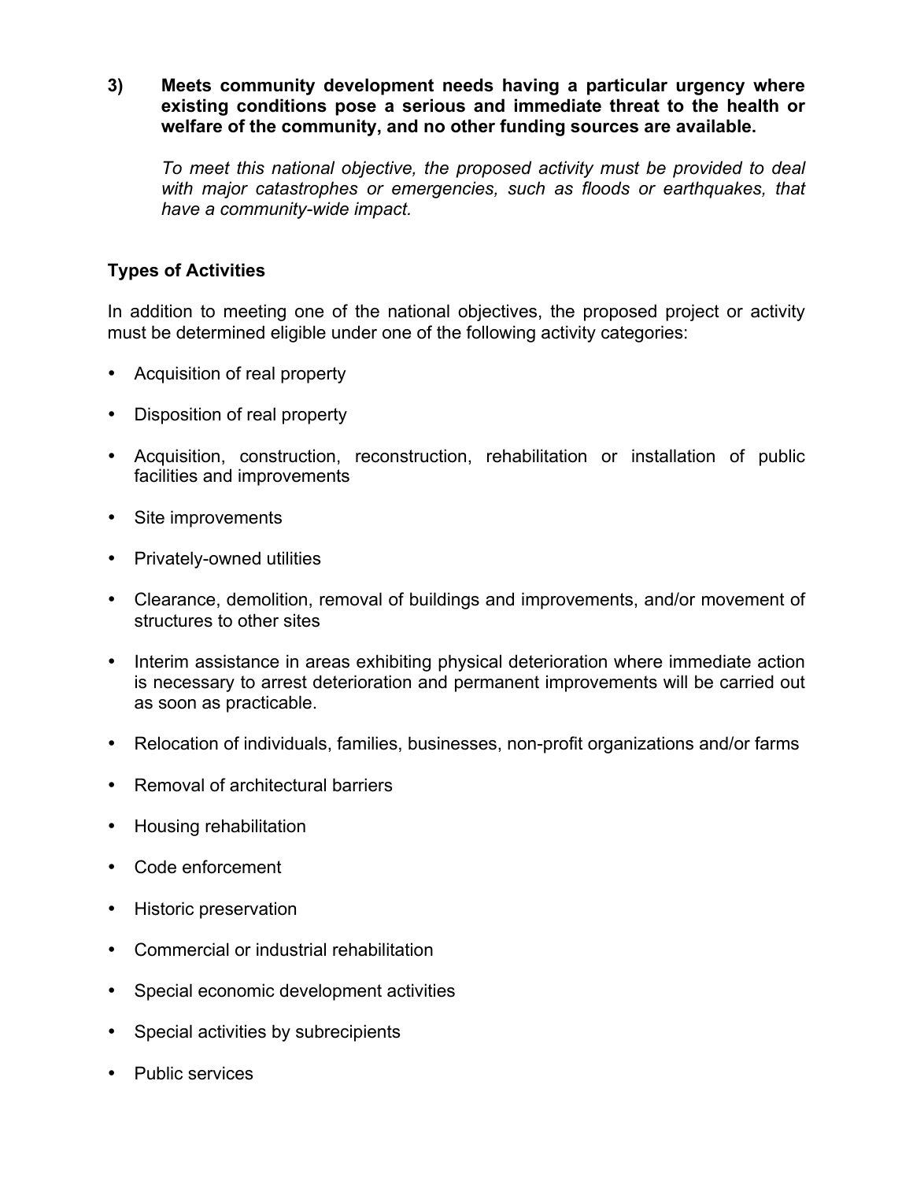**3) Meets community development needs having a particular urgency where existing conditions pose a serious and immediate threat to the health or welfare of the community, and no other funding sources are available.**

*To meet this national objective, the proposed activity must be provided to deal with major catastrophes or emergencies, such as floods or earthquakes, that have a community-wide impact.*

**Types of Activities**

In addition to meeting one of the national objectives, the proposed project or activity must be determined eligible under one of the following activity categories:

- Acquisition of real property
- Disposition of real property
- Acquisition, construction, reconstruction, rehabilitation or installation of public facilities and improvements
- Site improvements
- Privately-owned utilities
- Clearance, demolition, removal of buildings and improvements, and/or movement of structures to other sites
- Interim assistance in areas exhibiting physical deterioration where immediate action is necessary to arrest deterioration and permanent improvements will be carried out as soon as practicable.
- Relocation of individuals, families, businesses, non-profit organizations and/or farms
- Removal of architectural barriers
- Housing rehabilitation
- Code enforcement
- Historic preservation
- Commercial or industrial rehabilitation
- Special economic development activities
- Special activities by subrecipients
- Public services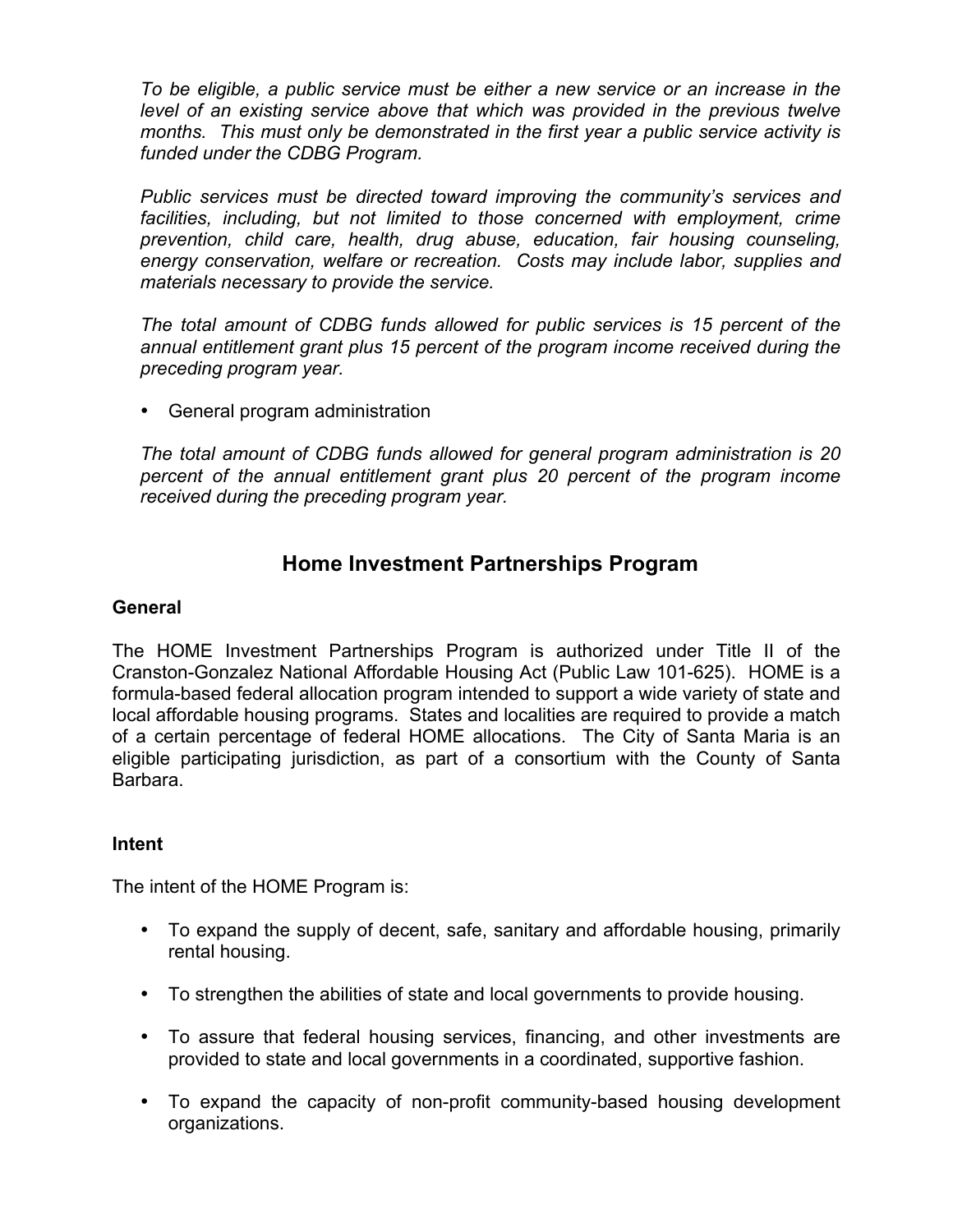*To be eligible, a public service must be either a new service or an increase in the level of an existing service above that which was provided in the previous twelve months. This must only be demonstrated in the first year a public service activity is funded under the CDBG Program.*

*Public services must be directed toward improving the community's services and facilities, including, but not limited to those concerned with employment, crime prevention, child care, health, drug abuse, education, fair housing counseling, energy conservation, welfare or recreation. Costs may include labor, supplies and materials necessary to provide the service.*

*The total amount of CDBG funds allowed for public services is 15 percent of the annual entitlement grant plus 15 percent of the program income received during the preceding program year.*

- General program administration

*The total amount of CDBG funds allowed for general program administration is 20 percent of the annual entitlement grant plus 20 percent of the program income received during the preceding program year.*

## Home Investment Partnerships Program

**General**

The HOME Investment Partnerships Program is authorized under Title II of the Cranston-Gonzalez National Affordable Housing Act (Public Law 101-625). HOME is a formula-based federal allocation program intended to support a wide variety of state and local affordable housing programs. States and localities are required to provide a match of a certain percentage of federal HOME allocations. The City of Santa Maria is an eligible participating jurisdiction, as part of a consortium with the County of Santa Barbara.

**Intent**

The intent of the HOME Program is:

- To expand the supply of decent, safe, sanitary and affordable housing, primarily rental housing.
- To strengthen the abilities of state and local governments to provide housing.
- To assure that federal housing services, financing, and other investments are provided to state and local governments in a coordinated, supportive fashion.
- To expand the capacity of non-profit community-based housing development organizations.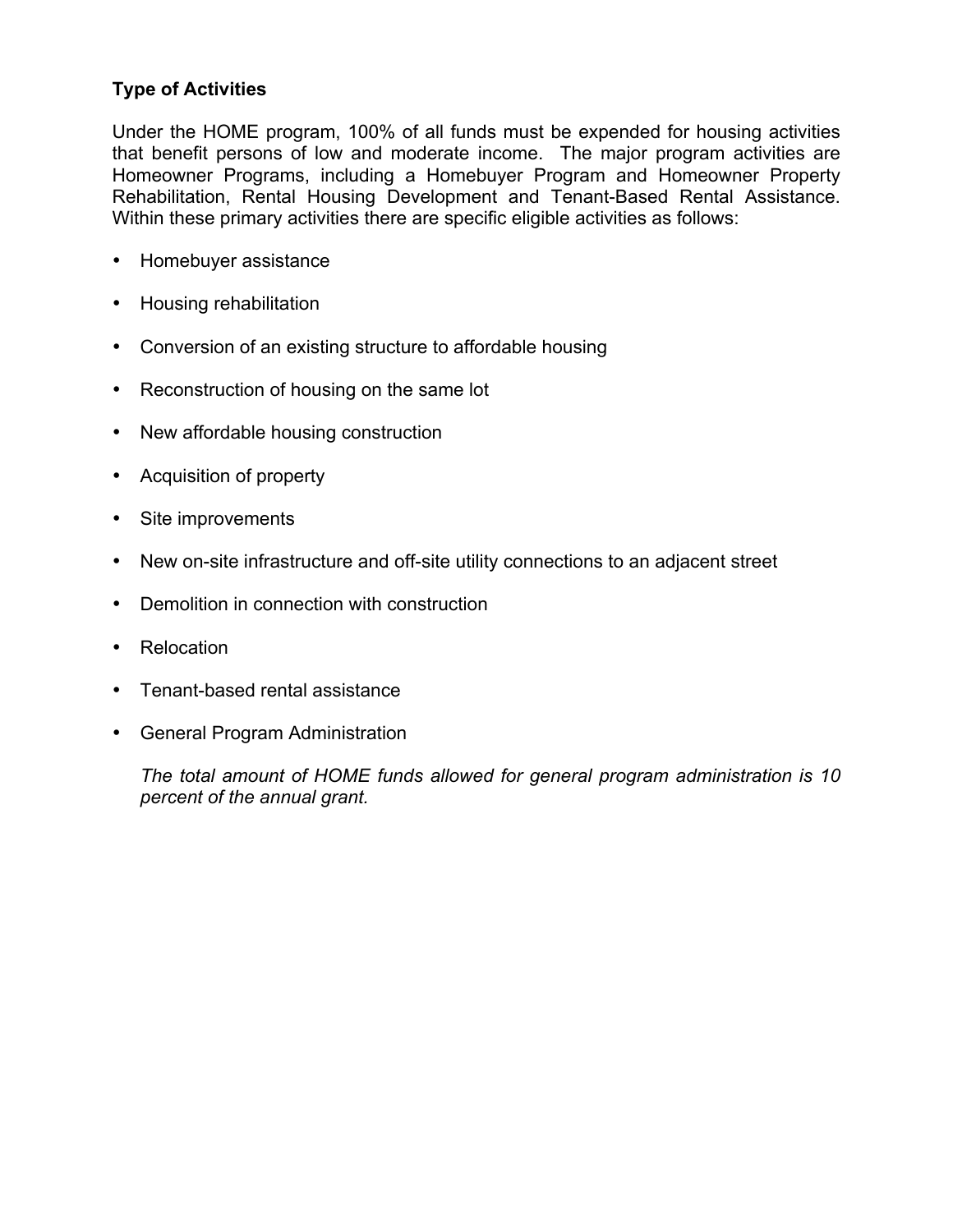**Type of Activities**

Under the HOME program, 100% of all funds must be expended for housing activities that benefit persons of low and moderate income. The major program activities are Homeowner Programs, including a Homebuyer Program and Homeowner Property Rehabilitation, Rental Housing Development and Tenant-Based Rental Assistance. Within these primary activities there are specific eligible activities as follows:

- Homebuyer assistance
- Housing rehabilitation
- Conversion of an existing structure to affordable housing
- Reconstruction of housing on the same lot
- New affordable housing construction
- Acquisition of property
- Site improvements
- New on-site infrastructure and off-site utility connections to an adjacent street
- Demolition in connection with construction
- Relocation
- Tenant-based rental assistance
- General Program Administration

  *The total amount of HOME funds allowed for general program administration is 10 percent of the annual grant.*